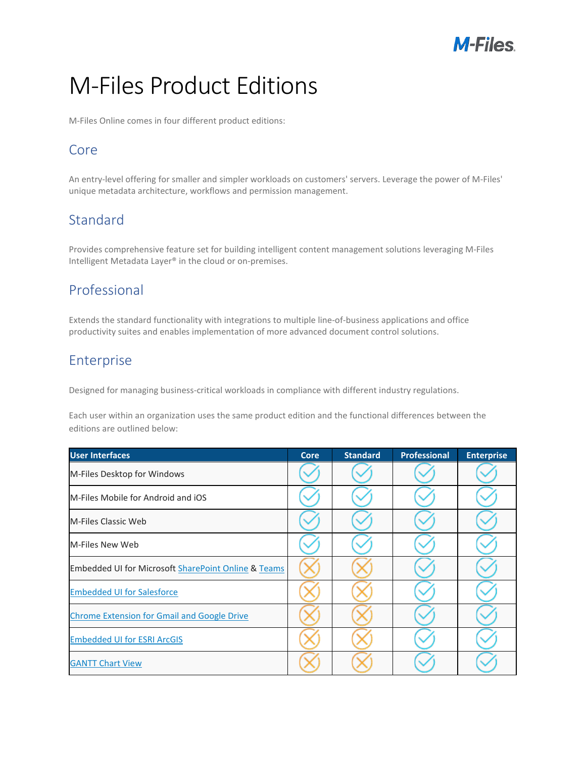# M-Files Product Editions

M-Files Online comes in four different product editions:

## Core

An entry-level offering for smaller and simpler workloads on customers' servers. Leverage the power of M-Files' unique metadata architecture, workflows and permission management.

## Standard

Provides comprehensive feature set for building intelligent content management solutions leveraging M-Files Intelligent Metadata Layer® in the cloud or on-premises.

## Professional

Extends the standard functionality with integrations to multiple line-of-business applications and office productivity suites and enables implementation of more advanced document control solutions.

## Enterprise

Designed for managing business-critical workloads in compliance with different industry regulations.

Each user within an organization uses the same product edition and the functional differences between the editions are outlined below:

| User Interfaces | Core | Standard | Professional | Enterprise |
|---|---|---|---|---|
| M-Files Desktop for Windows | ✓ | ✓ | ✓ | ✓ |
| M-Files Mobile for Android and iOS | ✓ | ✓ | ✓ | ✓ |
| M-Files Classic Web | ✓ | ✓ | ✓ | ✓ |
| M-Files New Web | ✓ | ✓ | ✓ | ✓ |
| Embedded UI for Microsoft SharePoint Online & Teams | ✗ | ✗ | ✓ | ✓ |
| Embedded UI for Salesforce | ✗ | ✗ | ✓ | ✓ |
| Chrome Extension for Gmail and Google Drive | ✗ | ✗ | ✓ | ✓ |
| Embedded UI for ESRI ArcGIS | ✗ | ✗ | ✓ | ✓ |
| GANTT Chart View | ✗ | ✗ | ✓ | ✓ |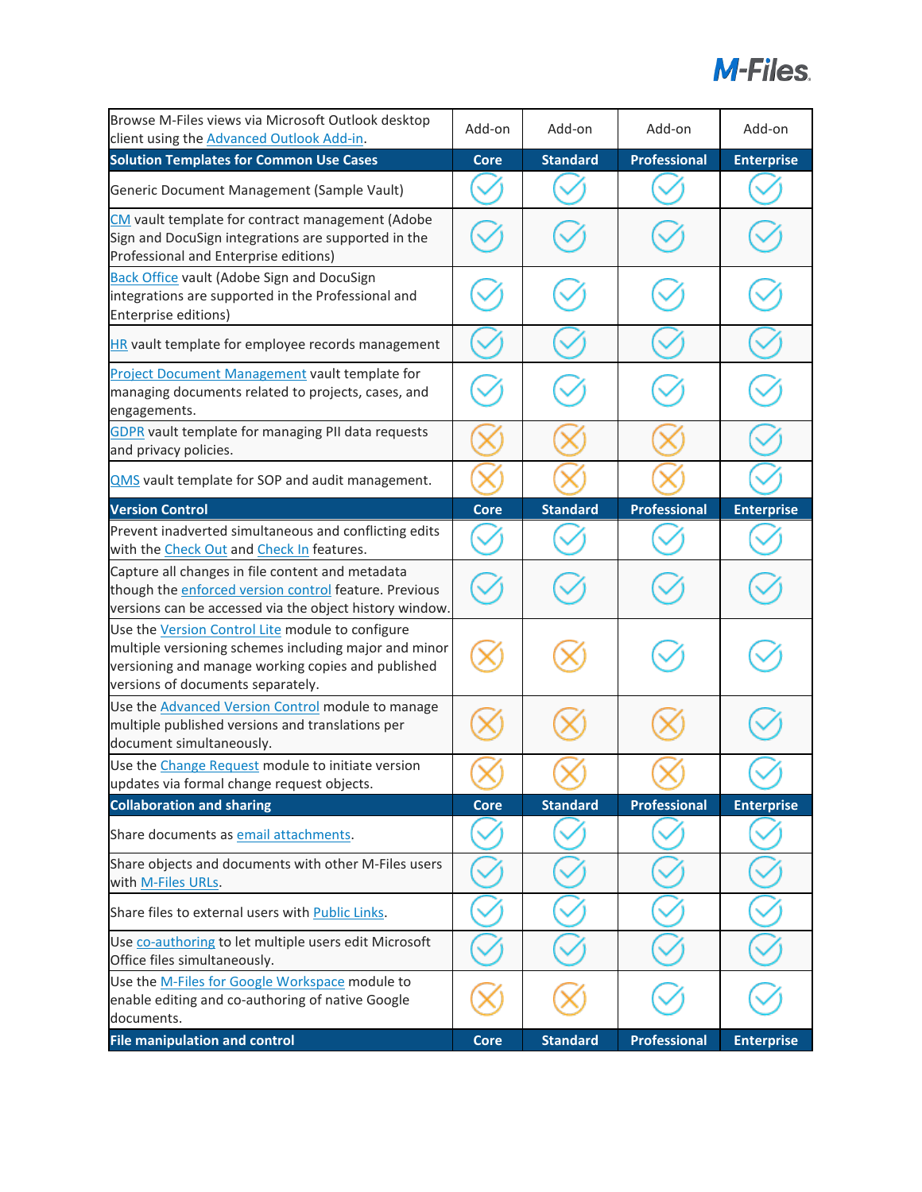| Browse M-Files views via Microsoft Outlook desktop client using the Advanced Outlook Add-in. | Add-on | Add-on | Add-on | Add-on |
|---|---|---|---|---|
| **Solution Templates for Common Use Cases** | **Core** | **Standard** | **Professional** | **Enterprise** |
| Generic Document Management (Sample Vault) | ✓ | ✓ | ✓ | ✓ |
| CM vault template for contract management (Adobe Sign and DocuSign integrations are supported in the Professional and Enterprise editions) | ✓ | ✓ | ✓ | ✓ |
| Back Office vault (Adobe Sign and DocuSign integrations are supported in the Professional and Enterprise editions) | ✓ | ✓ | ✓ | ✓ |
| HR vault template for employee records management | ✓ | ✓ | ✓ | ✓ |
| Project Document Management vault template for managing documents related to projects, cases, and engagements. | ✓ | ✓ | ✓ | ✓ |
| GDPR vault template for managing PII data requests and privacy policies. | ✗ | ✗ | ✗ | ✓ |
| QMS vault template for SOP and audit management. | ✗ | ✗ | ✗ | ✓ |
| **Version Control** | **Core** | **Standard** | **Professional** | **Enterprise** |
| Prevent inadverted simultaneous and conflicting edits with the Check Out and Check In features. | ✓ | ✓ | ✓ | ✓ |
| Capture all changes in file content and metadata though the enforced version control feature. Previous versions can be accessed via the object history window. | ✓ | ✓ | ✓ | ✓ |
| Use the Version Control Lite module to configure multiple versioning schemes including major and minor versioning and manage working copies and published versions of documents separately. | ✗ | ✗ | ✓ | ✓ |
| Use the Advanced Version Control module to manage multiple published versions and translations per document simultaneously. | ✗ | ✗ | ✗ | ✓ |
| Use the Change Request module to initiate version updates via formal change request objects. | ✗ | ✗ | ✗ | ✓ |
| **Collaboration and sharing** | **Core** | **Standard** | **Professional** | **Enterprise** |
| Share documents as email attachments. | ✓ | ✓ | ✓ | ✓ |
| Share objects and documents with other M-Files users with M-Files URLs. | ✓ | ✓ | ✓ | ✓ |
| Share files to external users with Public Links. | ✓ | ✓ | ✓ | ✓ |
| Use co-authoring to let multiple users edit Microsoft Office files simultaneously. | ✓ | ✓ | ✓ | ✓ |
| Use the M-Files for Google Workspace module to enable editing and co-authoring of native Google documents. | ✗ | ✗ | ✓ | ✓ |
| **File manipulation and control** | **Core** | **Standard** | **Professional** | **Enterprise** |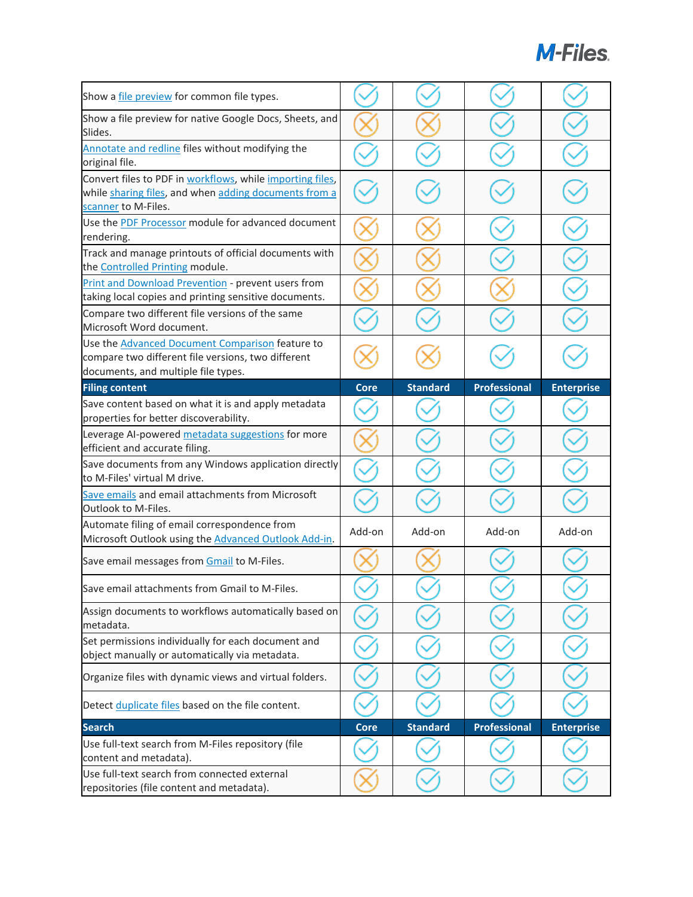| | Core | Standard | Professional | Enterprise |
|---|---|---|---|---|
| Show a file preview for common file types. | ✓ | ✓ | ✓ | ✓ |
| Show a file preview for native Google Docs, Sheets, and Slides. | ✗ | ✗ | ✓ | ✓ |
| Annotate and redline files without modifying the original file. | ✓ | ✓ | ✓ | ✓ |
| Convert files to PDF in workflows, while importing files, while sharing files, and when adding documents from a scanner to M-Files. | ✓ | ✓ | ✓ | ✓ |
| Use the PDF Processor module for advanced document rendering. | ✗ | ✗ | ✓ | ✓ |
| Track and manage printouts of official documents with the Controlled Printing module. | ✗ | ✗ | ✓ | ✓ |
| Print and Download Prevention - prevent users from taking local copies and printing sensitive documents. | ✗ | ✗ | ✗ | ✓ |
| Compare two different file versions of the same Microsoft Word document. | ✓ | ✓ | ✓ | ✓ |
| Use the Advanced Document Comparison feature to compare two different file versions, two different documents, and multiple file types. | ✗ | ✗ | ✓ | ✓ |
| **Filing content** | **Core** | **Standard** | **Professional** | **Enterprise** |
| Save content based on what it is and apply metadata properties for better discoverability. | ✓ | ✓ | ✓ | ✓ |
| Leverage AI-powered metadata suggestions for more efficient and accurate filing. | ✗ | ✓ | ✓ | ✓ |
| Save documents from any Windows application directly to M-Files' virtual M drive. | ✓ | ✓ | ✓ | ✓ |
| Save emails and email attachments from Microsoft Outlook to M-Files. | ✓ | ✓ | ✓ | ✓ |
| Automate filing of email correspondence from Microsoft Outlook using the Advanced Outlook Add-in. | Add-on | Add-on | Add-on | Add-on |
| Save email messages from Gmail to M-Files. | ✗ | ✗ | ✓ | ✓ |
| Save email attachments from Gmail to M-Files. | ✓ | ✓ | ✓ | ✓ |
| Assign documents to workflows automatically based on metadata. | ✓ | ✓ | ✓ | ✓ |
| Set permissions individually for each document and object manually or automatically via metadata. | ✓ | ✓ | ✓ | ✓ |
| Organize files with dynamic views and virtual folders. | ✓ | ✓ | ✓ | ✓ |
| Detect duplicate files based on the file content. | ✓ | ✓ | ✓ | ✓ |
| **Search** | **Core** | **Standard** | **Professional** | **Enterprise** |
| Use full-text search from M-Files repository (file content and metadata). | ✓ | ✓ | ✓ | ✓ |
| Use full-text search from connected external repositories (file content and metadata). | ✗ | ✓ | ✓ | ✓ |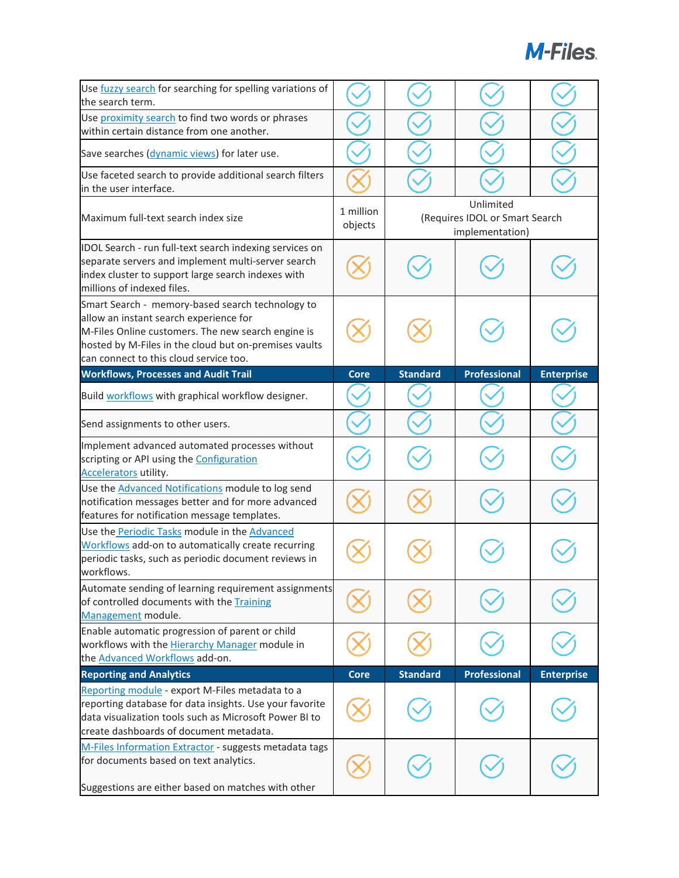| | | | | |
|---|---|---|---|---|
| Use fuzzy search for searching for spelling variations of the search term. | ✓ | ✓ | ✓ | ✓ |
| Use proximity search to find two words or phrases within certain distance from one another. | ✓ | ✓ | ✓ | ✓ |
| Save searches (dynamic views) for later use. | ✓ | ✓ | ✓ | ✓ |
| Use faceted search to provide additional search filters in the user interface. | ✗ | ✓ | ✓ | ✓ |
| Maximum full-text search index size | 1 million objects | Unlimited (Requires IDOL or Smart Search implementation) | | |
| IDOL Search - run full-text search indexing services on separate servers and implement multi-server search index cluster to support large search indexes with millions of indexed files. | ✗ | ✓ | ✓ | ✓ |
| Smart Search - memory-based search technology to allow an instant search experience for M-Files Online customers. The new search engine is hosted by M-Files in the cloud but on-premises vaults can connect to this cloud service too. | ✗ | ✗ | ✓ | ✓ |
| **Workflows, Processes and Audit Trail** | **Core** | **Standard** | **Professional** | **Enterprise** |
| Build workflows with graphical workflow designer. | ✓ | ✓ | ✓ | ✓ |
| Send assignments to other users. | ✓ | ✓ | ✓ | ✓ |
| Implement advanced automated processes without scripting or API using the Configuration Accelerators utility. | ✓ | ✓ | ✓ | ✓ |
| Use the Advanced Notifications module to log send notification messages better and for more advanced features for notification message templates. | ✗ | ✗ | ✓ | ✓ |
| Use the Periodic Tasks module in the Advanced Workflows add-on to automatically create recurring periodic tasks, such as periodic document reviews in workflows. | ✗ | ✗ | ✓ | ✓ |
| Automate sending of learning requirement assignments of controlled documents with the Training Management module. | ✗ | ✗ | ✓ | ✓ |
| Enable automatic progression of parent or child workflows with the Hierarchy Manager module in the Advanced Workflows add-on. | ✗ | ✗ | ✓ | ✓ |
| **Reporting and Analytics** | **Core** | **Standard** | **Professional** | **Enterprise** |
| Reporting module - export M-Files metadata to a reporting database for data insights. Use your favorite data visualization tools such as Microsoft Power BI to create dashboards of document metadata. | ✗ | ✓ | ✓ | ✓ |
| M-Files Information Extractor - suggests metadata tags for documents based on text analytics.<br><br>Suggestions are either based on matches with other | ✗ | ✓ | ✓ | ✓ |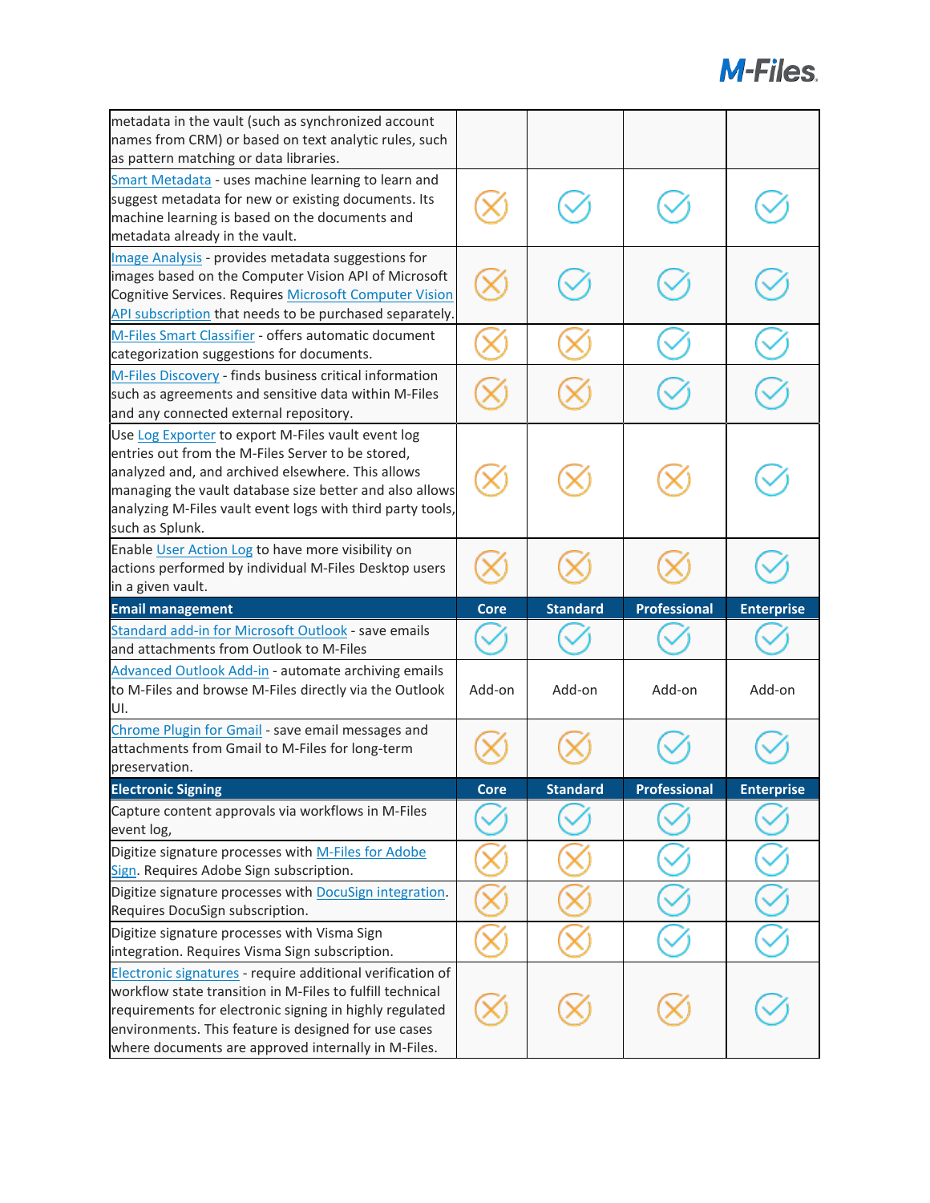| | | | | |
|---|---|---|---|---|
| metadata in the vault (such as synchronized account names from CRM) or based on text analytic rules, such as pattern matching or data libraries. | | | | |
| Smart Metadata - uses machine learning to learn and suggest metadata for new or existing documents. Its machine learning is based on the documents and metadata already in the vault. | ✗ | ✓ | ✓ | ✓ |
| Image Analysis - provides metadata suggestions for images based on the Computer Vision API of Microsoft Cognitive Services. Requires Microsoft Computer Vision API subscription that needs to be purchased separately. | ✗ | ✓ | ✓ | ✓ |
| M-Files Smart Classifier - offers automatic document categorization suggestions for documents. | ✗ | ✗ | ✓ | ✓ |
| M-Files Discovery - finds business critical information such as agreements and sensitive data within M-Files and any connected external repository. | ✗ | ✗ | ✓ | ✓ |
| Use Log Exporter to export M-Files vault event log entries out from the M-Files Server to be stored, analyzed and, and archived elsewhere. This allows managing the vault database size better and also allows analyzing M-Files vault event logs with third party tools, such as Splunk. | ✗ | ✗ | ✗ | ✓ |
| Enable User Action Log to have more visibility on actions performed by individual M-Files Desktop users in a given vault. | ✗ | ✗ | ✗ | ✓ |
| **Email management** | **Core** | **Standard** | **Professional** | **Enterprise** |
| Standard add-in for Microsoft Outlook - save emails and attachments from Outlook to M-Files | ✓ | ✓ | ✓ | ✓ |
| Advanced Outlook Add-in - automate archiving emails to M-Files and browse M-Files directly via the Outlook UI. | Add-on | Add-on | Add-on | Add-on |
| Chrome Plugin for Gmail - save email messages and attachments from Gmail to M-Files for long-term preservation. | ✗ | ✗ | ✓ | ✓ |
| **Electronic Signing** | **Core** | **Standard** | **Professional** | **Enterprise** |
| Capture content approvals via workflows in M-Files event log, | ✓ | ✓ | ✓ | ✓ |
| Digitize signature processes with M-Files for Adobe Sign. Requires Adobe Sign subscription. | ✗ | ✗ | ✓ | ✓ |
| Digitize signature processes with DocuSign integration. Requires DocuSign subscription. | ✗ | ✗ | ✓ | ✓ |
| Digitize signature processes with Visma Sign integration. Requires Visma Sign subscription. | ✗ | ✗ | ✓ | ✓ |
| Electronic signatures - require additional verification of workflow state transition in M-Files to fulfill technical requirements for electronic signing in highly regulated environments. This feature is designed for use cases where documents are approved internally in M-Files. | ✗ | ✗ | ✗ | ✓ |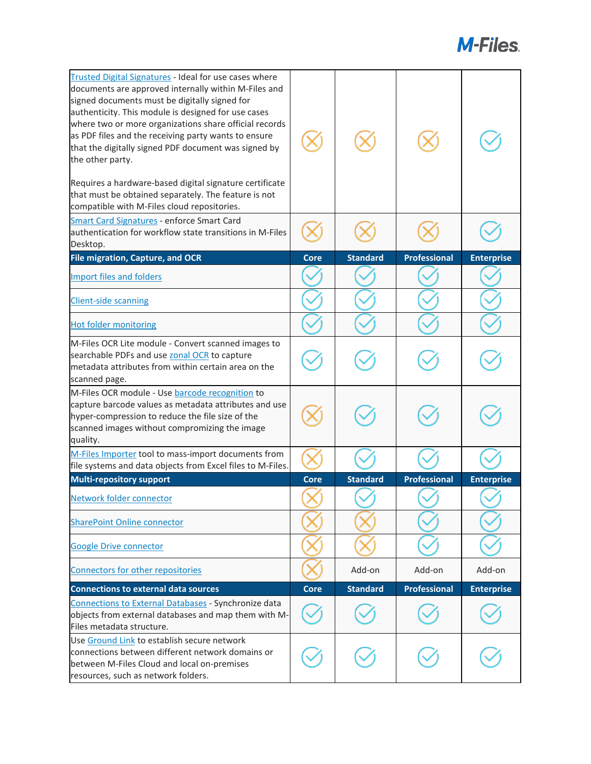| | | | | |
|---|---|---|---|---|
| Trusted Digital Signatures - Ideal for use cases where documents are approved internally within M-Files and signed documents must be digitally signed for authenticity. This module is designed for use cases where two or more organizations share official records as PDF files and the receiving party wants to ensure that the digitally signed PDF document was signed by the other party.<br><br>Requires a hardware-based digital signature certificate that must be obtained separately. The feature is not compatible with M-Files cloud repositories. | ✗ | ✗ | ✗ | ✓ |
| Smart Card Signatures - enforce Smart Card authentication for workflow state transitions in M-Files Desktop. | ✗ | ✗ | ✗ | ✓ |
| **File migration, Capture, and OCR** | **Core** | **Standard** | **Professional** | **Enterprise** |
| Import files and folders | ✓ | ✓ | ✓ | ✓ |
| Client-side scanning | ✓ | ✓ | ✓ | ✓ |
| Hot folder monitoring | ✓ | ✓ | ✓ | ✓ |
| M-Files OCR Lite module - Convert scanned images to searchable PDFs and use zonal OCR to capture metadata attributes from within certain area on the scanned page. | ✓ | ✓ | ✓ | ✓ |
| M-Files OCR module - Use barcode recognition to capture barcode values as metadata attributes and use hyper-compression to reduce the file size of the scanned images without compromising the image quality. | ✗ | ✓ | ✓ | ✓ |
| M-Files Importer tool to mass-import documents from file systems and data objects from Excel files to M-Files. | ✗ | ✓ | ✓ | ✓ |
| **Multi-repository support** | **Core** | **Standard** | **Professional** | **Enterprise** |
| Network folder connector | ✗ | ✓ | ✓ | ✓ |
| SharePoint Online connector | ✗ | ✗ | ✓ | ✓ |
| Google Drive connector | ✗ | ✗ | ✓ | ✓ |
| Connectors for other repositories | ✗ | Add-on | Add-on | Add-on |
| **Connections to external data sources** | **Core** | **Standard** | **Professional** | **Enterprise** |
| Connections to External Databases - Synchronize data objects from external databases and map them with M-Files metadata structure. | ✓ | ✓ | ✓ | ✓ |
| Use Ground Link to establish secure network connections between different network domains or between M-Files Cloud and local on-premises resources, such as network folders. | ✓ | ✓ | ✓ | ✓ |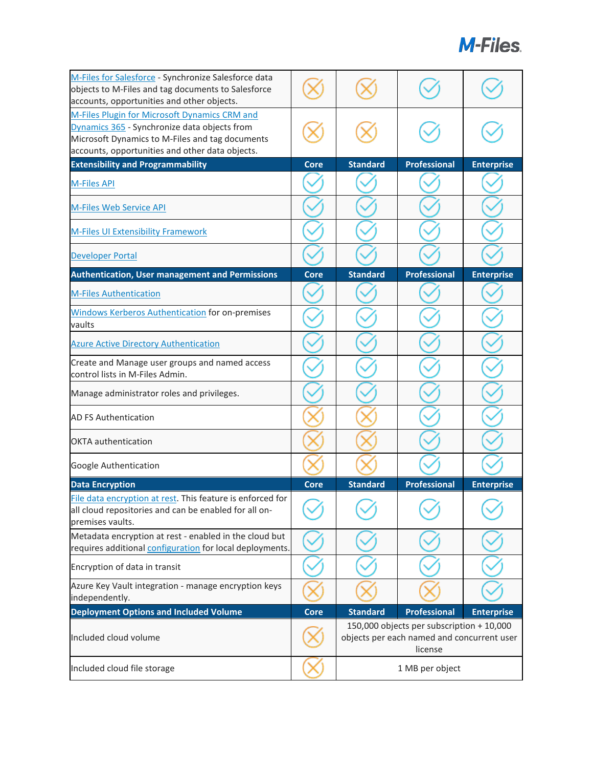| | | | | |
|---|---|---|---|---|
| M-Files for Salesforce - Synchronize Salesforce data objects to M-Files and tag documents to Salesforce accounts, opportunities and other objects. | ✗ | ✗ | ✓ | ✓ |
| M-Files Plugin for Microsoft Dynamics CRM and Dynamics 365 - Synchronize data objects from Microsoft Dynamics to M-Files and tag documents accounts, opportunities and other data objects. | ✗ | ✗ | ✓ | ✓ |
| **Extensibility and Programmability** | **Core** | **Standard** | **Professional** | **Enterprise** |
| M-Files API | ✓ | ✓ | ✓ | ✓ |
| M-Files Web Service API | ✓ | ✓ | ✓ | ✓ |
| M-Files UI Extensibility Framework | ✓ | ✓ | ✓ | ✓ |
| Developer Portal | ✓ | ✓ | ✓ | ✓ |
| **Authentication, User management and Permissions** | **Core** | **Standard** | **Professional** | **Enterprise** |
| M-Files Authentication | ✓ | ✓ | ✓ | ✓ |
| Windows Kerberos Authentication for on-premises vaults | ✓ | ✓ | ✓ | ✓ |
| Azure Active Directory Authentication | ✓ | ✓ | ✓ | ✓ |
| Create and Manage user groups and named access control lists in M-Files Admin. | ✓ | ✓ | ✓ | ✓ |
| Manage administrator roles and privileges. | ✓ | ✓ | ✓ | ✓ |
| AD FS Authentication | ✗ | ✗ | ✓ | ✓ |
| OKTA authentication | ✗ | ✗ | ✓ | ✓ |
| Google Authentication | ✗ | ✗ | ✓ | ✓ |
| **Data Encryption** | **Core** | **Standard** | **Professional** | **Enterprise** |
| File data encryption at rest. This feature is enforced for all cloud repositories and can be enabled for all on-premises vaults. | ✓ | ✓ | ✓ | ✓ |
| Metadata encryption at rest - enabled in the cloud but requires additional configuration for local deployments. | ✓ | ✓ | ✓ | ✓ |
| Encryption of data in transit | ✓ | ✓ | ✓ | ✓ |
| Azure Key Vault integration - manage encryption keys independently. | ✗ | ✗ | ✗ | ✓ |
| **Deployment Options and Included Volume** | **Core** | **Standard** | **Professional** | **Enterprise** |
| Included cloud volume | ✗ | 150,000 objects per subscription + 10,000 objects per each named and concurrent user license | | |
| Included cloud file storage | ✗ | 1 MB per object | | |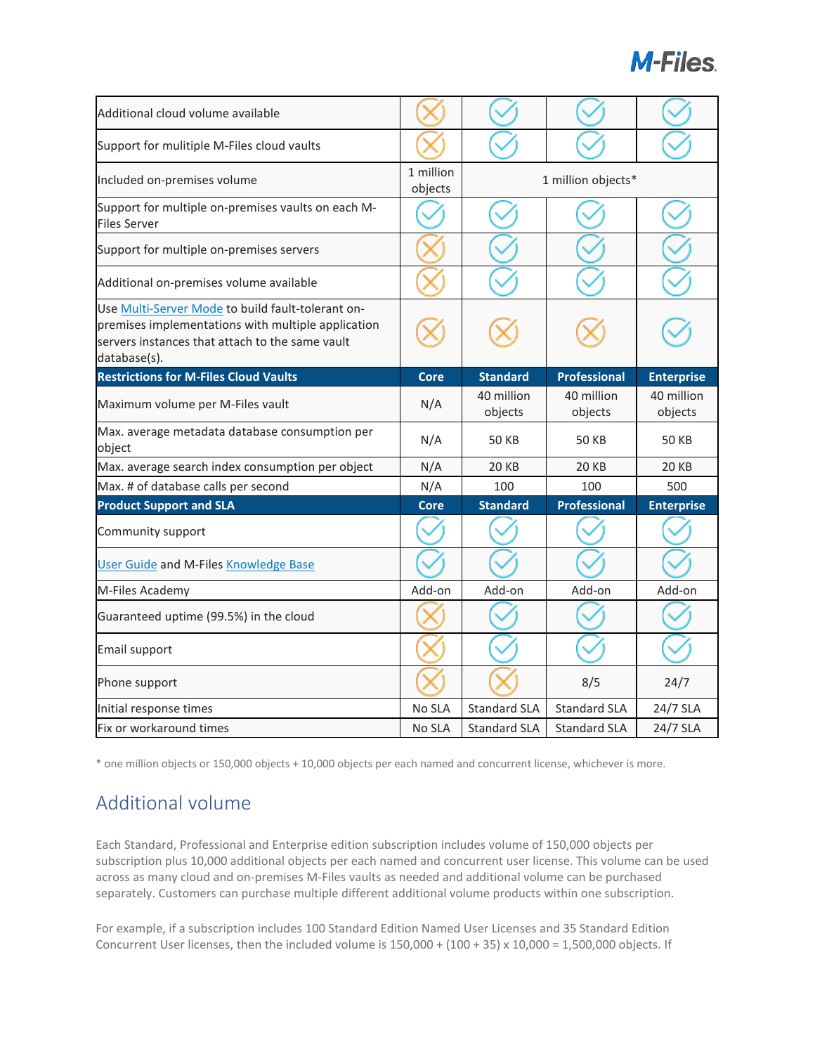| | | | | |
|---|---|---|---|---|
| Additional cloud volume available | ✗ | ✓ | ✓ | ✓ |
| Support for mulitiple M-Files cloud vaults | ✗ | ✓ | ✓ | ✓ |
| Included on-premises volume | 1 million objects | 1 million objects* | | |
| Support for multiple on-premises vaults on each M-Files Server | ✓ | ✓ | ✓ | ✓ |
| Support for multiple on-premises servers | ✗ | ✓ | ✓ | ✓ |
| Additional on-premises volume available | ✗ | ✓ | ✓ | ✓ |
| Use [Multi-Server Mode]() to build fault-tolerant on-premises implementations with multiple application servers instances that attach to the same vault database(s). | ✗ | ✗ | ✗ | ✓ |
| **Restrictions for M-Files Cloud Vaults** | **Core** | **Standard** | **Professional** | **Enterprise** |
| Maximum volume per M-Files vault | N/A | 40 million objects | 40 million objects | 40 million objects |
| Max. average metadata database consumption per object | N/A | 50 KB | 50 KB | 50 KB |
| Max. average search index consumption per object | N/A | 20 KB | 20 KB | 20 KB |
| Max. # of database calls per second | N/A | 100 | 100 | 500 |
| **Product Support and SLA** | **Core** | **Standard** | **Professional** | **Enterprise** |
| Community support | ✓ | ✓ | ✓ | ✓ |
| [User Guide]() and M-Files [Knowledge Base]() | ✓ | ✓ | ✓ | ✓ |
| M-Files Academy | Add-on | Add-on | Add-on | Add-on |
| Guaranteed uptime (99.5%) in the cloud | ✗ | ✓ | ✓ | ✓ |
| Email support | ✗ | ✓ | ✓ | ✓ |
| Phone support | ✗ | ✗ | 8/5 | 24/7 |
| Initial response times | No SLA | Standard SLA | Standard SLA | 24/7 SLA |
| Fix or workaround times | No SLA | Standard SLA | Standard SLA | 24/7 SLA |

* one million objects or 150,000 objects + 10,000 objects per each named and concurrent license, whichever is more.

## Additional volume

Each Standard, Professional and Enterprise edition subscription includes volume of 150,000 objects per subscription plus 10,000 additional objects per each named and concurrent user license. This volume can be used across as many cloud and on-premises M-Files vaults as needed and additional volume can be purchased separately. Customers can purchase multiple different additional volume products within one subscription.

For example, if a subscription includes 100 Standard Edition Named User Licenses and 35 Standard Edition Concurrent User licenses, then the included volume is 150,000 + (100 + 35) x 10,000 = 1,500,000 objects. If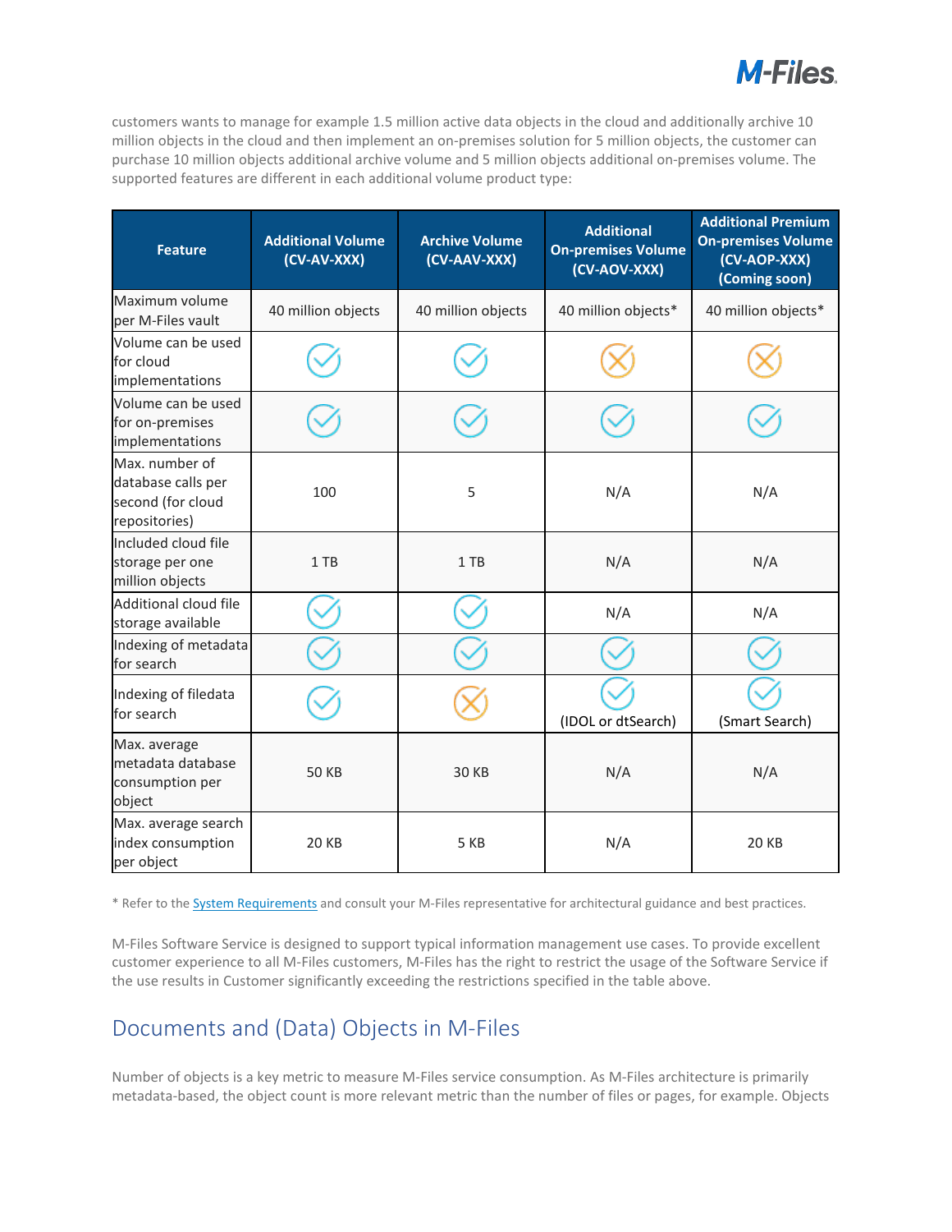customers wants to manage for example 1.5 million active data objects in the cloud and additionally archive 10 million objects in the cloud and then implement an on-premises solution for 5 million objects, the customer can purchase 10 million objects additional archive volume and 5 million objects additional on-premises volume. The supported features are different in each additional volume product type:

| Feature | Additional Volume (CV-AV-XXX) | Archive Volume (CV-AAV-XXX) | Additional On-premises Volume (CV-AOV-XXX) | Additional Premium On-premises Volume (CV-AOP-XXX) (Coming soon) |
|---|---|---|---|---|
| Maximum volume per M-Files vault | 40 million objects | 40 million objects | 40 million objects* | 40 million objects* |
| Volume can be used for cloud implementations | ✓ | ✓ | ✗ | ✗ |
| Volume can be used for on-premises implementations | ✓ | ✓ | ✓ | ✓ |
| Max. number of database calls per second (for cloud repositories) | 100 | 5 | N/A | N/A |
| Included cloud file storage per one million objects | 1 TB | 1 TB | N/A | N/A |
| Additional cloud file storage available | ✓ | ✓ | N/A | N/A |
| Indexing of metadata for search | ✓ | ✓ | ✓ | ✓ |
| Indexing of filedata for search | ✓ | ✗ | ✓ (IDOL or dtSearch) | ✓ (Smart Search) |
| Max. average metadata database consumption per object | 50 KB | 30 KB | N/A | N/A |
| Max. average search index consumption per object | 20 KB | 5 KB | N/A | 20 KB |

* Refer to the System Requirements and consult your M-Files representative for architectural guidance and best practices.

M-Files Software Service is designed to support typical information management use cases. To provide excellent customer experience to all M-Files customers, M-Files has the right to restrict the usage of the Software Service if the use results in Customer significantly exceeding the restrictions specified in the table above.

## Documents and (Data) Objects in M-Files

Number of objects is a key metric to measure M-Files service consumption. As M-Files architecture is primarily metadata-based, the object count is more relevant metric than the number of files or pages, for example. Objects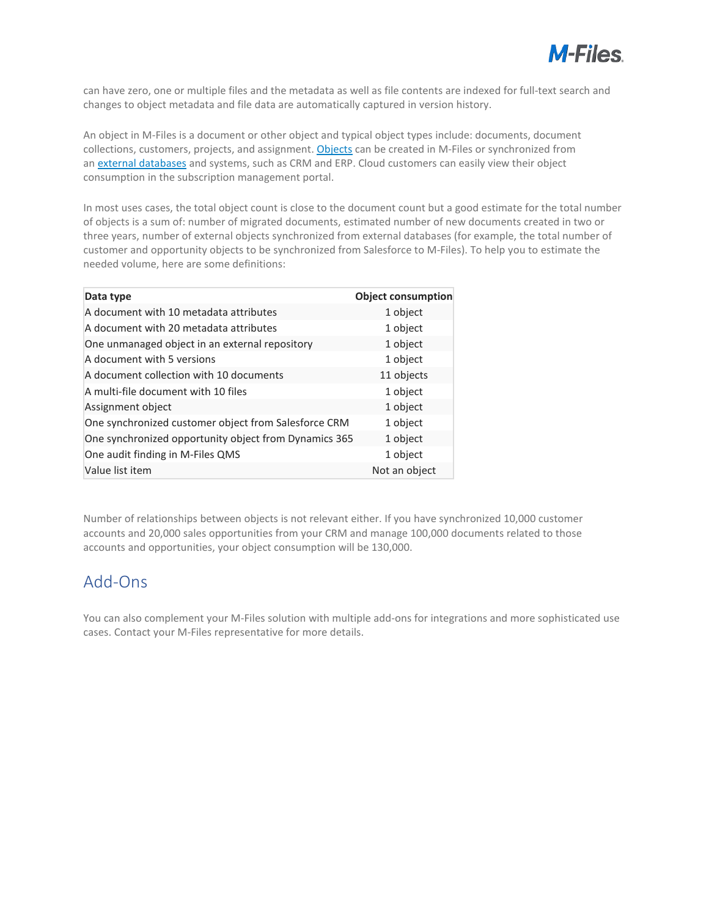can have zero, one or multiple files and the metadata as well as file contents are indexed for full-text search and changes to object metadata and file data are automatically captured in version history.

An object in M-Files is a document or other object and typical object types include: documents, document collections, customers, projects, and assignment. [Objects](#) can be created in M-Files or synchronized from an [external databases](#) and systems, such as CRM and ERP. Cloud customers can easily view their object consumption in the subscription management portal.

In most uses cases, the total object count is close to the document count but a good estimate for the total number of objects is a sum of: number of migrated documents, estimated number of new documents created in two or three years, number of external objects synchronized from external databases (for example, the total number of customer and opportunity objects to be synchronized from Salesforce to M-Files). To help you to estimate the needed volume, here are some definitions:

| Data type | Object consumption |
|---|---|
| A document with 10 metadata attributes | 1 object |
| A document with 20 metadata attributes | 1 object |
| One unmanaged object in an external repository | 1 object |
| A document with 5 versions | 1 object |
| A document collection with 10 documents | 11 objects |
| A multi-file document with 10 files | 1 object |
| Assignment object | 1 object |
| One synchronized customer object from Salesforce CRM | 1 object |
| One synchronized opportunity object from Dynamics 365 | 1 object |
| One audit finding in M-Files QMS | 1 object |
| Value list item | Not an object |

Number of relationships between objects is not relevant either. If you have synchronized 10,000 customer accounts and 20,000 sales opportunities from your CRM and manage 100,000 documents related to those accounts and opportunities, your object consumption will be 130,000.

## Add-Ons

You can also complement your M-Files solution with multiple add-ons for integrations and more sophisticated use cases. Contact your M-Files representative for more details.